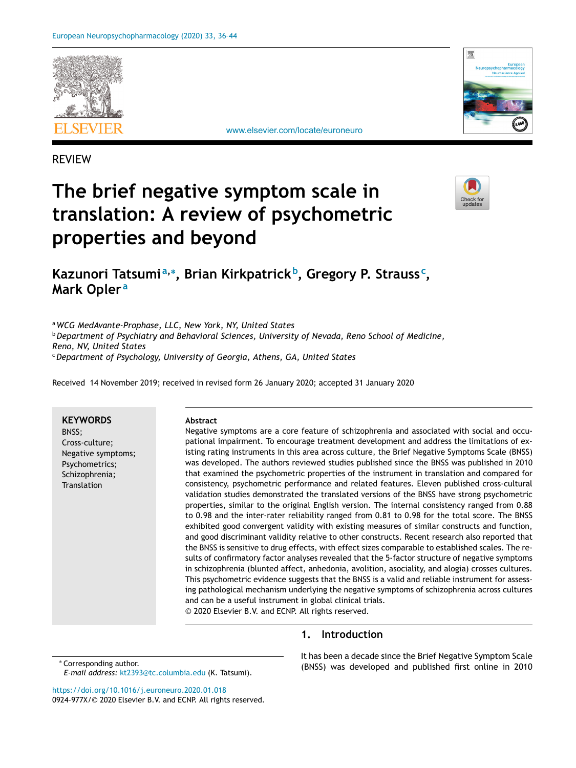REVIEW

# The brief negative symptom scale in translation: A review of psychometric properties and beyond

**Kazunori Tatsumi**[a,*], **Brian Kirkpatrick**[b], **Gregory P. Strauss**[c], **Mark Opler**[a]

[a] *WCG MedAvante-Prophase, LLC, New York, NY, United States*
[b] *Department of Psychiatry and Behavioral Sciences, University of Nevada, Reno School of Medicine, Reno, NV, United States*
[c] *Department of Psychology, University of Georgia, Athens, GA, United States*

Received 14 November 2019; received in revised form 26 January 2020; accepted 31 January 2020

**KEYWORDS**
BNSS;
Cross-culture;
Negative symptoms;
Psychometrics;
Schizophrenia;
Translation

**Abstract**

Negative symptoms are a core feature of schizophrenia and associated with social and occupational impairment. To encourage treatment development and address the limitations of existing rating instruments in this area across culture, the Brief Negative Symptoms Scale (BNSS) was developed. The authors reviewed studies published since the BNSS was published in 2010 that examined the psychometric properties of the instrument in translation and compared for consistency, psychometric performance and related features. Eleven published cross-cultural validation studies demonstrated the translated versions of the BNSS have strong psychometric properties, similar to the original English version. The internal consistency ranged from 0.88 to 0.98 and the inter-rater reliability ranged from 0.81 to 0.98 for the total score. The BNSS exhibited good convergent validity with existing measures of similar constructs and function, and good discriminant validity relative to other constructs. Recent research also reported that the BNSS is sensitive to drug effects, with effect sizes comparable to established scales. The results of confirmatory factor analyses revealed that the 5-factor structure of negative symptoms in schizophrenia (blunted affect, anhedonia, avolition, asociality, and alogia) crosses cultures. This psychometric evidence suggests that the BNSS is a valid and reliable instrument for assessing pathological mechanism underlying the negative symptoms of schizophrenia across cultures and can be a useful instrument in global clinical trials.
© 2020 Elsevier B.V. and ECNP. All rights reserved.

## 1. Introduction

It has been a decade since the Brief Negative Symptom Scale (BNSS) was developed and published first online in 2010

* Corresponding author.
*E-mail address:* kt2393@tc.columbia.edu (K. Tatsumi).

https://doi.org/10.1016/j.euroneuro.2020.01.018
0924-977X/© 2020 Elsevier B.V. and ECNP. All rights reserved.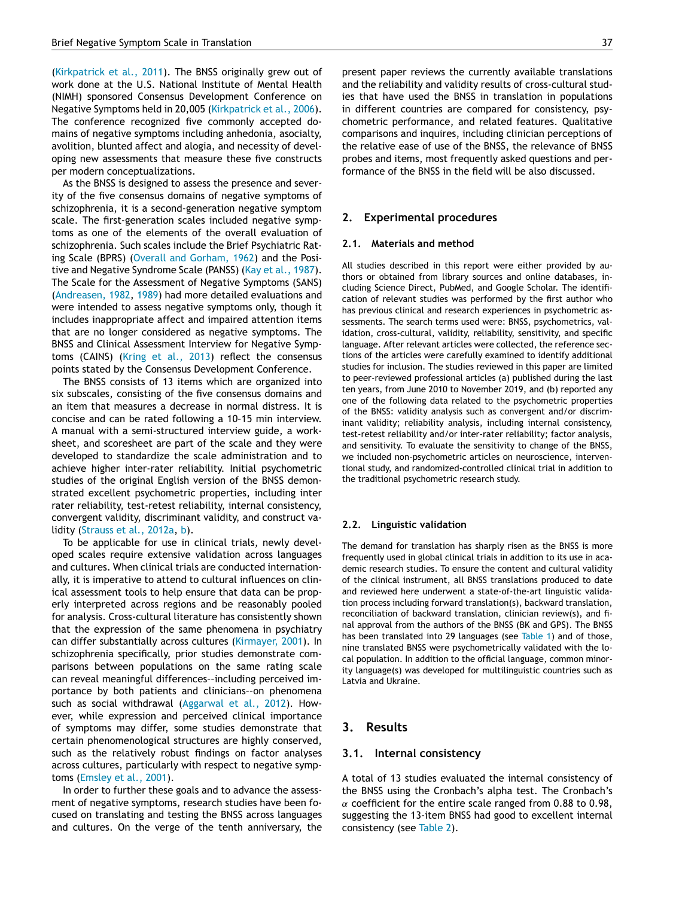(Kirkpatrick et al., 2011). The BNSS originally grew out of work done at the U.S. National Institute of Mental Health (NIMH) sponsored Consensus Development Conference on Negative Symptoms held in 20,005 (Kirkpatrick et al., 2006). The conference recognized five commonly accepted domains of negative symptoms including anhedonia, asociality, avolition, blunted affect and alogia, and necessity of developing new assessments that measure these five constructs per modern conceptualizations.

As the BNSS is designed to assess the presence and severity of the five consensus domains of negative symptoms of schizophrenia, it is a second-generation negative symptom scale. The first-generation scales included negative symptoms as one of the elements of the overall evaluation of schizophrenia. Such scales include the Brief Psychiatric Rating Scale (BPRS) (Overall and Gorham, 1962) and the Positive and Negative Syndrome Scale (PANSS) (Kay et al., 1987). The Scale for the Assessment of Negative Symptoms (SANS) (Andreasen, 1982, 1989) had more detailed evaluations and were intended to assess negative symptoms only, though it includes inappropriate affect and impaired attention items that are no longer considered as negative symptoms. The BNSS and Clinical Assessment Interview for Negative Symptoms (CAINS) (Kring et al., 2013) reflect the consensus points stated by the Consensus Development Conference.

The BNSS consists of 13 items which are organized into six subscales, consisting of the five consensus domains and an item that measures a decrease in normal distress. It is concise and can be rated following a 10–15 min interview. A manual with a semi-structured interview guide, a worksheet, and scoresheet are part of the scale and they were developed to standardize the scale administration and to achieve higher inter-rater reliability. Initial psychometric studies of the original English version of the BNSS demonstrated excellent psychometric properties, including inter rater reliability, test-retest reliability, internal consistency, convergent validity, discriminant validity, and construct validity (Strauss et al., 2012a, b).

To be applicable for use in clinical trials, newly developed scales require extensive validation across languages and cultures. When clinical trials are conducted internationally, it is imperative to attend to cultural influences on clinical assessment tools to help ensure that data can be properly interpreted across regions and be reasonably pooled for analysis. Cross-cultural literature has consistently shown that the expression of the same phenomena in psychiatry can differ substantially across cultures (Kirmayer, 2001). In schizophrenia specifically, prior studies demonstrate comparisons between populations on the same rating scale can reveal meaningful differences--including perceived importance by both patients and clinicians--on phenomena such as social withdrawal (Aggarwal et al., 2012). However, while expression and perceived clinical importance of symptoms may differ, some studies demonstrate that certain phenomenological structures are highly conserved, such as the relatively robust findings on factor analyses across cultures, particularly with respect to negative symptoms (Emsley et al., 2001).

In order to further these goals and to advance the assessment of negative symptoms, research studies have been focused on translating and testing the BNSS across languages and cultures. On the verge of the tenth anniversary, the present paper reviews the currently available translations and the reliability and validity results of cross-cultural studies that have used the BNSS in translation in populations in different countries are compared for consistency, psychometric performance, and related features. Qualitative comparisons and inquires, including clinician perceptions of the relative ease of use of the BNSS, the relevance of BNSS probes and items, most frequently asked questions and performance of the BNSS in the field will be also discussed.

## 2. Experimental procedures

### 2.1. Materials and method

All studies described in this report were either provided by authors or obtained from library sources and online databases, including Science Direct, PubMed, and Google Scholar. The identification of relevant studies was performed by the first author who has previous clinical and research experiences in psychometric assessments. The search terms used were: BNSS, psychometrics, validation, cross-cultural, validity, reliability, sensitivity, and specific language. After relevant articles were collected, the reference sections of the articles were carefully examined to identify additional studies for inclusion. The studies reviewed in this paper are limited to peer-reviewed professional articles (a) published during the last ten years, from June 2010 to November 2019, and (b) reported any one of the following data related to the psychometric properties of the BNSS: validity analysis such as convergent and/or discriminant validity; reliability analysis, including internal consistency, test-retest reliability and/or inter-rater reliability; factor analysis, and sensitivity. To evaluate the sensitivity to change of the BNSS, we included non-psychometric articles on neuroscience, interventional study, and randomized-controlled clinical trial in addition to the traditional psychometric research study.

### 2.2. Linguistic validation

The demand for translation has sharply risen as the BNSS is more frequently used in global clinical trials in addition to its use in academic research studies. To ensure the content and cultural validity of the clinical instrument, all BNSS translations produced to date and reviewed here underwent a state-of-the-art linguistic validation process including forward translation(s), backward translation, reconciliation of backward translation, clinician review(s), and final approval from the authors of the BNSS (BK and GPS). The BNSS has been translated into 29 languages (see Table 1) and of those, nine translated BNSS were psychometrically validated with the local population. In addition to the official language, common minority language(s) was developed for multilinguistic countries such as Latvia and Ukraine.

## 3. Results

### 3.1. Internal consistency

A total of 13 studies evaluated the internal consistency of the BNSS using the Cronbach's alpha test. The Cronbach's $\alpha$ coefficient for the entire scale ranged from 0.88 to 0.98, suggesting the 13-item BNSS had good to excellent internal consistency (see Table 2).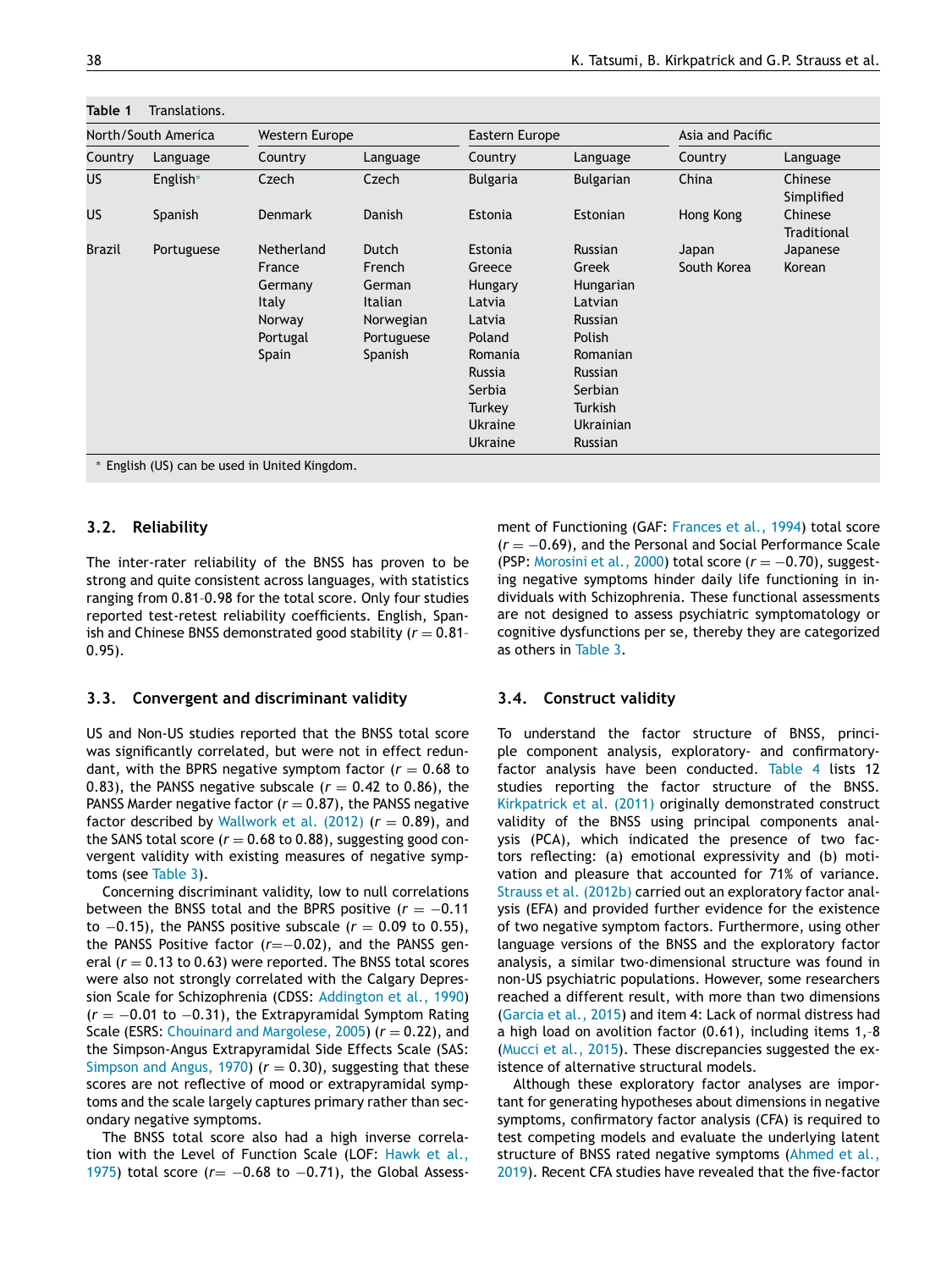**Table 1** Translations.

| North/South America | | Western Europe | | Eastern Europe | | Asia and Pacific | |
|---|---|---|---|---|---|---|---|
| Country | Language | Country | Language | Country | Language | Country | Language |
| US | English* | Czech | Czech | Bulgaria | Bulgarian | China | Chinese Simplified |
| US | Spanish | Denmark | Danish | Estonia | Estonian | Hong Kong | Chinese Traditional |
| Brazil | Portuguese | Netherland | Dutch | Estonia | Russian | Japan | Japanese |
| | | France | French | Greece | Greek | South Korea | Korean |
| | | Germany | German | Hungary | Hungarian | | |
| | | Italy | Italian | Latvia | Latvian | | |
| | | Norway | Norwegian | Latvia | Russian | | |
| | | Portugal | Portuguese | Poland | Polish | | |
| | | Spain | Spanish | Romania | Romanian | | |
| | | | | Russia | Russian | | |
| | | | | Serbia | Serbian | | |
| | | | | Turkey | Turkish | | |
| | | | | Ukraine | Ukrainian | | |
| | | | | Ukraine | Russian | | |

* English (US) can be used in United Kingdom.

### 3.2. Reliability

The inter-rater reliability of the BNSS has proven to be strong and quite consistent across languages, with statistics ranging from 0.81–0.98 for the total score. Only four studies reported test-retest reliability coefficients. English, Spanish and Chinese BNSS demonstrated good stability ($r = 0.81$–$0.95$).

### 3.3. Convergent and discriminant validity

US and Non-US studies reported that the BNSS total score was significantly correlated, but were not in effect redundant, with the BPRS negative symptom factor ($r = 0.68$ to $0.83$), the PANSS negative subscale ($r = 0.42$ to $0.86$), the PANSS Marder negative factor ($r = 0.87$), the PANSS negative factor described by Wallwork et al. (2012) ($r = 0.89$), and the SANS total score ($r = 0.68$ to $0.88$), suggesting good convergent validity with existing measures of negative symptoms (see Table 3).

Concerning discriminant validity, low to null correlations between the BNSS total and the BPRS positive ($r = -0.11$ to $-0.15$), the PANSS positive subscale ($r = 0.09$ to $0.55$), the PANSS Positive factor ($r = -0.02$), and the PANSS general ($r = 0.13$ to $0.63$) were reported. The BNSS total scores were also not strongly correlated with the Calgary Depression Scale for Schizophrenia (CDSS: Addington et al., 1990) ($r = -0.01$ to $-0.31$), the Extrapyramidal Symptom Rating Scale (ESRS: Chouinard and Margolese, 2005) ($r = 0.22$), and the Simpson-Angus Extrapyramidal Side Effects Scale (SAS: Simpson and Angus, 1970) ($r = 0.30$), suggesting that these scores are not reflective of mood or extrapyramidal symptoms and the scale largely captures primary rather than secondary negative symptoms.

The BNSS total score also had a high inverse correlation with the Level of Function Scale (LOF: Hawk et al., 1975) total score ($r = -0.68$ to $-0.71$), the Global Assessment of Functioning (GAF: Frances et al., 1994) total score ($r = -0.69$), and the Personal and Social Performance Scale (PSP: Morosini et al., 2000) total score ($r = -0.70$), suggesting negative symptoms hinder daily life functioning in individuals with Schizophrenia. These functional assessments are not designed to assess psychiatric symptomatology or cognitive dysfunctions per se, thereby they are categorized as others in Table 3.

### 3.4. Construct validity

To understand the factor structure of BNSS, principle component analysis, exploratory- and confirmatory-factor analysis have been conducted. Table 4 lists 12 studies reporting the factor structure of the BNSS. Kirkpatrick et al. (2011) originally demonstrated construct validity of the BNSS using principal components analysis (PCA), which indicated the presence of two factors reflecting: (a) emotional expressivity and (b) motivation and pleasure that accounted for 71% of variance. Strauss et al. (2012b) carried out an exploratory factor analysis (EFA) and provided further evidence for the existence of two negative symptom factors. Furthermore, using other language versions of the BNSS and the exploratory factor analysis, a similar two-dimensional structure was found in non-US psychiatric populations. However, some researchers reached a different result, with more than two dimensions (Garcia et al., 2015) and item 4: Lack of normal distress had a high load on avolition factor (0.61), including items 1–8 (Mucci et al., 2015). These discrepancies suggested the existence of alternative structural models.

Although these exploratory factor analyses are important for generating hypotheses about dimensions in negative symptoms, confirmatory factor analysis (CFA) is required to test competing models and evaluate the underlying latent structure of BNSS rated negative symptoms (Ahmed et al., 2019). Recent CFA studies have revealed that the five-factor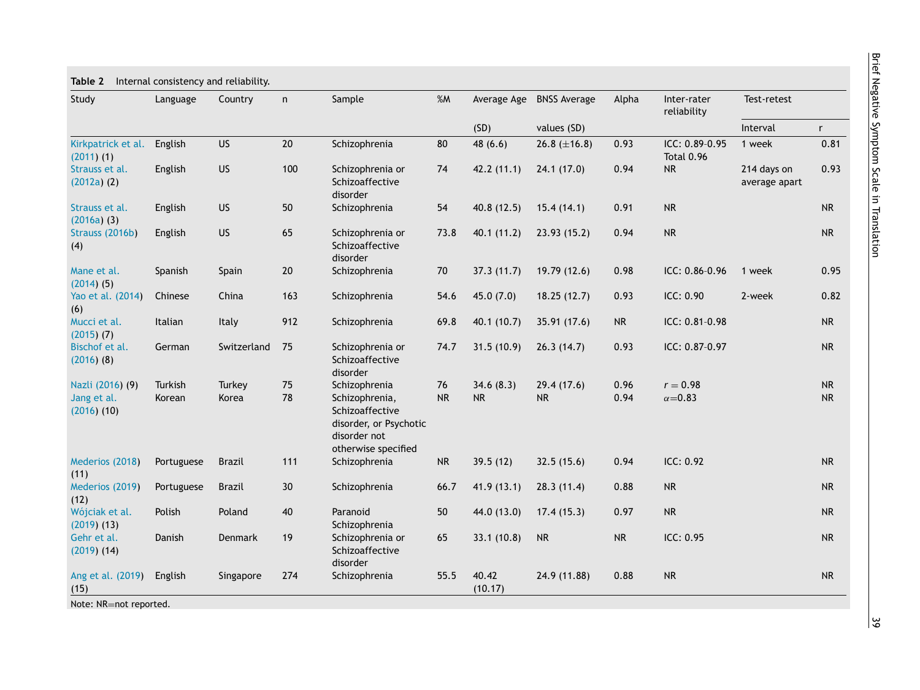**Table 2** Internal consistency and reliability.

| Study | Language | Country | n | Sample | %M | Average Age (SD) | BNSS Average values (SD) | Alpha | Inter-rater reliability | Test-retest | |
|---|---|---|---|---|---|---|---|---|---|---|---|
| | | | | | | | | | | Interval | r |
| Kirkpatrick et al. (2011) (1) | English | US | 20 | Schizophrenia | 80 | 48 (6.6) | 26.8 (±16.8) | 0.93 | ICC: 0.89-0.95 Total 0.96 | 1 week | 0.81 |
| Strauss et al. (2012a) (2) | English | US | 100 | Schizophrenia or Schizoaffective disorder | 74 | 42.2 (11.1) | 24.1 (17.0) | 0.94 | NR | 214 days on average apart | 0.93 |
| Strauss et al. (2016a) (3) | English | US | 50 | Schizophrenia | 54 | 40.8 (12.5) | 15.4 (14.1) | 0.91 | NR | | NR |
| Strauss (2016b) (4) | English | US | 65 | Schizophrenia or Schizoaffective disorder | 73.8 | 40.1 (11.2) | 23.93 (15.2) | 0.94 | NR | | NR |
| Mane et al. (2014) (5) | Spanish | Spain | 20 | Schizophrenia | 70 | 37.3 (11.7) | 19.79 (12.6) | 0.98 | ICC: 0.86-0.96 | 1 week | 0.95 |
| Yao et al. (2014) (6) | Chinese | China | 163 | Schizophrenia | 54.6 | 45.0 (7.0) | 18.25 (12.7) | 0.93 | ICC: 0.90 | 2-week | 0.82 |
| Mucci et al. (2015) (7) | Italian | Italy | 912 | Schizophrenia | 69.8 | 40.1 (10.7) | 35.91 (17.6) | NR | ICC: 0.81-0.98 | | NR |
| Bischof et al. (2016) (8) | German | Switzerland | 75 | Schizophrenia or Schizoaffective disorder | 74.7 | 31.5 (10.9) | 26.3 (14.7) | 0.93 | ICC: 0.87-0.97 | | NR |
| Nazli (2016) (9) | Turkish | Turkey | 75 | Schizophrenia | 76 | 34.6 (8.3) | 29.4 (17.6) | 0.96 | $r = 0.98$ | | NR |
| Jang et al. (2016) (10) | Korean | Korea | 78 | Schizophrenia, Schizoaffective disorder, or Psychotic disorder not otherwise specified | NR | NR | NR | 0.94 | $\alpha$=0.83 | | NR |
| Mederios (2018) (11) | Portuguese | Brazil | 111 | Schizophrenia | NR | 39.5 (12) | 32.5 (15.6) | 0.94 | ICC: 0.92 | | NR |
| Mederios (2019) (12) | Portuguese | Brazil | 30 | Schizophrenia | 66.7 | 41.9 (13.1) | 28.3 (11.4) | 0.88 | NR | | NR |
| Wójciak et al. (2019) (13) | Polish | Poland | 40 | Paranoid Schizophrenia | 50 | 44.0 (13.0) | 17.4 (15.3) | 0.97 | NR | | NR |
| Gehr et al. (2019) (14) | Danish | Denmark | 19 | Schizophrenia or Schizoaffective disorder | 65 | 33.1 (10.8) | NR | NR | ICC: 0.95 | | NR |
| Ang et al. (2019) (15) | English | Singapore | 274 | Schizophrenia | 55.5 | 40.42 (10.17) | 24.9 (11.88) | 0.88 | NR | | NR |

Note: NR=not reported.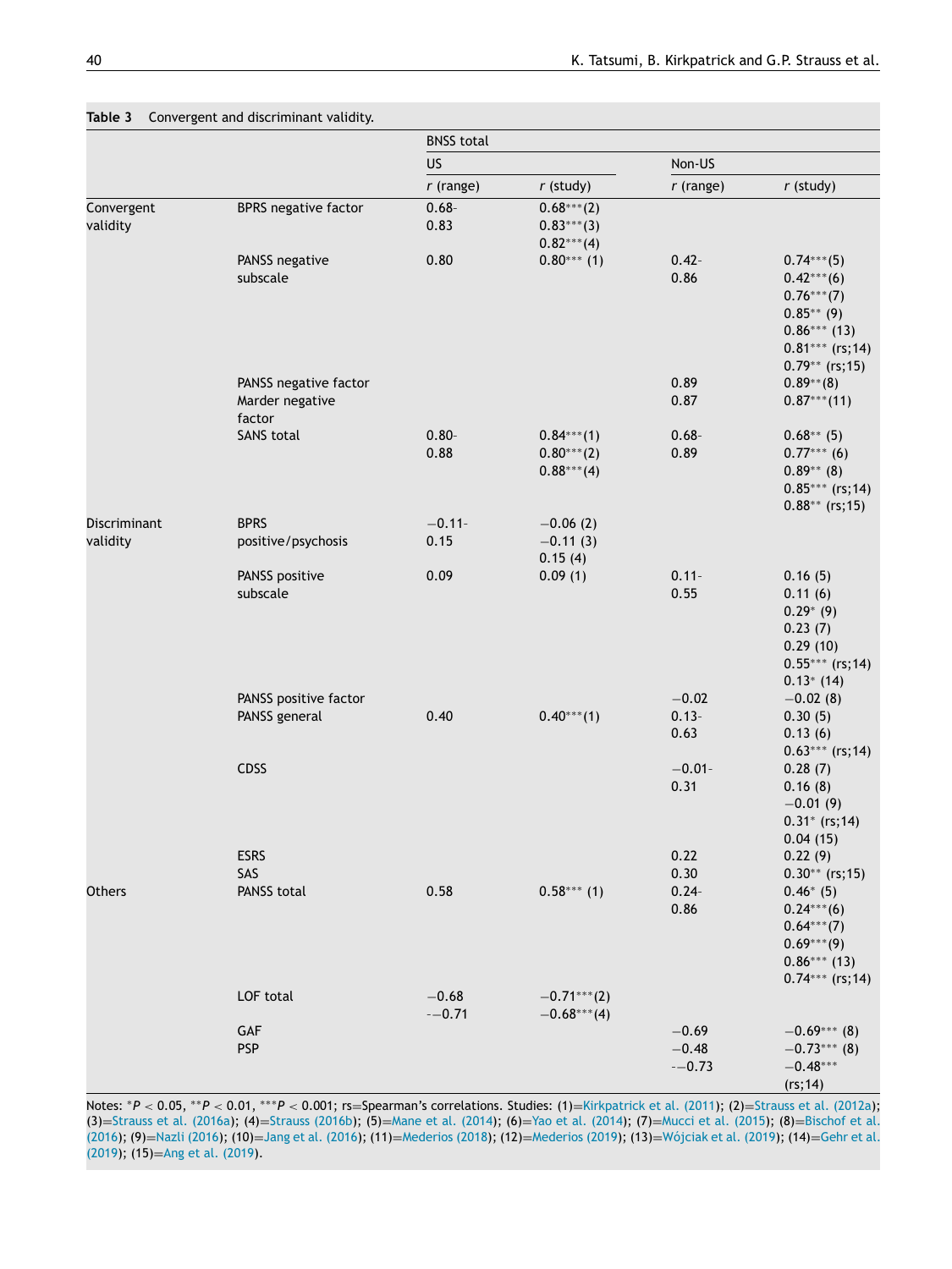**Table 3** Convergent and discriminant validity.

| | | BNSS total | | | |
|---|---|---|---|---|---|
| | | US | | Non-US | |
| | | *r* (range) | *r* (study) | *r* (range) | *r* (study) |
| Convergent validity | BPRS negative factor | 0.68-0.83 | 0.68***(2) 0.83***(3) 0.82***(4) | | |
| | PANSS negative subscale | 0.80 | 0.80*** (1) | 0.42-0.86 | 0.74***(5) 0.42***(6) 0.76***(7) 0.85** (9) 0.86*** (13) 0.81*** (rs;14) 0.79** (rs;15) |
| | PANSS negative factor | | | 0.89 | 0.89**(8) |
| | Marder negative factor | | | 0.87 | 0.87***(11) |
| | SANS total | 0.80-0.88 | 0.84***(1) 0.80***(2) 0.88***(4) | 0.68-0.89 | 0.68** (5) 0.77*** (6) 0.89** (8) 0.85*** (rs;14) 0.88** (rs;15) |
| Discriminant validity | BPRS positive/psychosis | −0.11-0.15 | −0.06 (2) −0.11 (3) 0.15 (4) | | |
| | PANSS positive subscale | 0.09 | 0.09 (1) | 0.11-0.55 | 0.16 (5) 0.11 (6) 0.29* (9) 0.23 (7) 0.29 (10) 0.55*** (rs;14) 0.13* (14) |
| | PANSS positive factor | | | −0.02 | −0.02 (8) |
| | PANSS general | 0.40 | 0.40***(1) | 0.13-0.63 | 0.30 (5) 0.13 (6) 0.63*** (rs;14) |
| | CDSS | | | −0.01-0.31 | 0.28 (7) 0.16 (8) −0.01 (9) 0.31* (rs;14) 0.04 (15) |
| | ESRS | | | 0.22 | 0.22 (9) |
| | SAS | | | 0.30 | 0.30** (rs;15) |
| Others | PANSS total | 0.58 | 0.58*** (1) | 0.24-0.86 | 0.46* (5) 0.24***(6) 0.64***(7) 0.69***(9) 0.86*** (13) 0.74*** (rs;14) |
| | LOF total | −0.68 -−0.71 | −0.71***(2) −0.68***(4) | | |
| | GAF | | | −0.69 | −0.69*** (8) |
| | PSP | | | −0.48 -−0.73 | −0.73*** (8) −0.48*** (rs;14) |

Notes: *$P < 0.05$, **$P < 0.01$, ***$P < 0.001$; rs=Spearman's correlations. Studies: (1)=Kirkpatrick et al. (2011); (2)=Strauss et al. (2012a); (3)=Strauss et al. (2016a); (4)=Strauss (2016b); (5)=Mane et al. (2014); (6)=Yao et al. (2014); (7)=Mucci et al. (2015); (8)=Bischof et al. (2016); (9)=Nazli (2016); (10)=Jang et al. (2016); (11)=Mederios (2018); (12)=Mederios (2019); (13)=Wójciak et al. (2019); (14)=Gehr et al. (2019); (15)=Ang et al. (2019).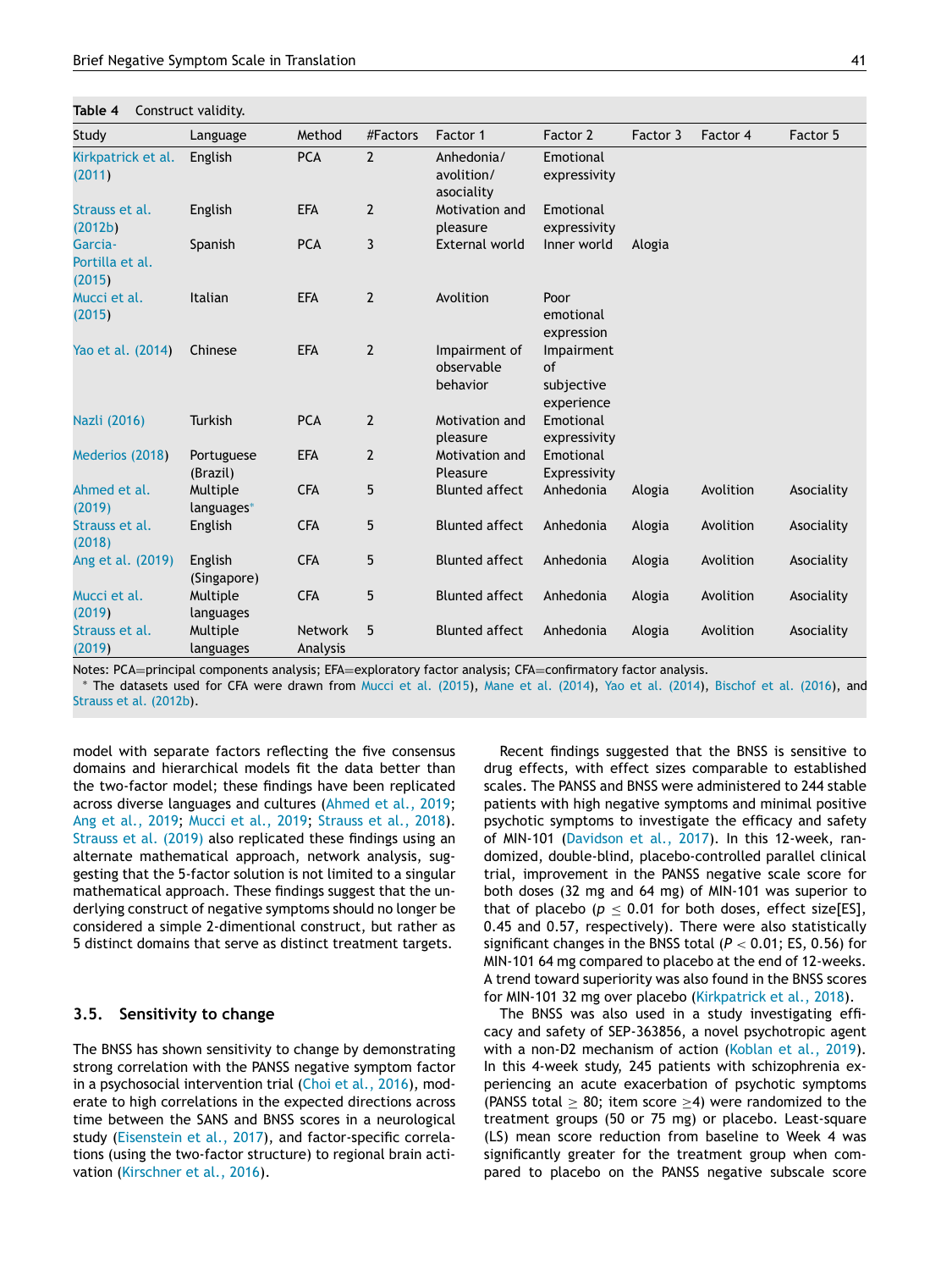**Table 4** Construct validity.

| Study | Language | Method | #Factors | Factor 1 | Factor 2 | Factor 3 | Factor 4 | Factor 5 |
|---|---|---|---|---|---|---|---|---|
| Kirkpatrick et al. (2011) | English | PCA | 2 | Anhedonia/ avolition/ asociality | Emotional expressivity | | | |
| Strauss et al. (2012b) | English | EFA | 2 | Motivation and pleasure | Emotional expressivity | | | |
| Garcia-Portilla et al. (2015) | Spanish | PCA | 3 | External world | Inner world | Alogia | | |
| Mucci et al. (2015) | Italian | EFA | 2 | Avolition | Poor emotional expression | | | |
| Yao et al. (2014) | Chinese | EFA | 2 | Impairment of observable behavior | Impairment of subjective experience | | | |
| Nazli (2016) | Turkish | PCA | 2 | Motivation and pleasure | Emotional expressivity | | | |
| Mederios (2018) | Portuguese (Brazil) | EFA | 2 | Motivation and Pleasure | Emotional Expressivity | | | |
| Ahmed et al. (2019) | Multiple languages* | CFA | 5 | Blunted affect | Anhedonia | Alogia | Avolition | Asociality |
| Strauss et al. (2018) | English | CFA | 5 | Blunted affect | Anhedonia | Alogia | Avolition | Asociality |
| Ang et al. (2019) | English (Singapore) | CFA | 5 | Blunted affect | Anhedonia | Alogia | Avolition | Asociality |
| Mucci et al. (2019) | Multiple languages | CFA | 5 | Blunted affect | Anhedonia | Alogia | Avolition | Asociality |
| Strauss et al. (2019) | Multiple languages | Network Analysis | 5 | Blunted affect | Anhedonia | Alogia | Avolition | Asociality |

Notes: PCA=principal components analysis; EFA=exploratory factor analysis; CFA=confirmatory factor analysis.
* The datasets used for CFA were drawn from Mucci et al. (2015), Mane et al. (2014), Yao et al. (2014), Bischof et al. (2016), and Strauss et al. (2012b).

model with separate factors reflecting the five consensus domains and hierarchical models fit the data better than the two-factor model; these findings have been replicated across diverse languages and cultures (Ahmed et al., 2019; Ang et al., 2019; Mucci et al., 2019; Strauss et al., 2018). Strauss et al. (2019) also replicated these findings using an alternate mathematical approach, network analysis, suggesting that the 5-factor solution is not limited to a singular mathematical approach. These findings suggest that the underlying construct of negative symptoms should no longer be considered a simple 2-dimentional construct, but rather as 5 distinct domains that serve as distinct treatment targets.

### 3.5. Sensitivity to change

The BNSS has shown sensitivity to change by demonstrating strong correlation with the PANSS negative symptom factor in a psychosocial intervention trial (Choi et al., 2016), moderate to high correlations in the expected directions across time between the SANS and BNSS scores in a neurological study (Eisenstein et al., 2017), and factor-specific correlations (using the two-factor structure) to regional brain activation (Kirschner et al., 2016).

Recent findings suggested that the BNSS is sensitive to drug effects, with effect sizes comparable to established scales. The PANSS and BNSS were administered to 244 stable patients with high negative symptoms and minimal positive psychotic symptoms to investigate the efficacy and safety of MIN-101 (Davidson et al., 2017). In this 12-week, randomized, double-blind, placebo-controlled parallel clinical trial, improvement in the PANSS negative scale score for both doses (32 mg and 64 mg) of MIN-101 was superior to that of placebo ($p \leq 0.01$ for both doses, effect size[ES], 0.45 and 0.57, respectively). There were also statistically significant changes in the BNSS total ($P < 0.01$; ES, 0.56) for MIN-101 64 mg compared to placebo at the end of 12-weeks. A trend toward superiority was also found in the BNSS scores for MIN-101 32 mg over placebo (Kirkpatrick et al., 2018).

The BNSS was also used in a study investigating efficacy and safety of SEP-363856, a novel psychotropic agent with a non-D2 mechanism of action (Koblan et al., 2019). In this 4-week study, 245 patients with schizophrenia experiencing an acute exacerbation of psychotic symptoms (PANSS total $\geq$ 80; item score $\geq$4) were randomized to the treatment groups (50 or 75 mg) or placebo. Least-square (LS) mean score reduction from baseline to Week 4 was significantly greater for the treatment group when compared to placebo on the PANSS negative subscale score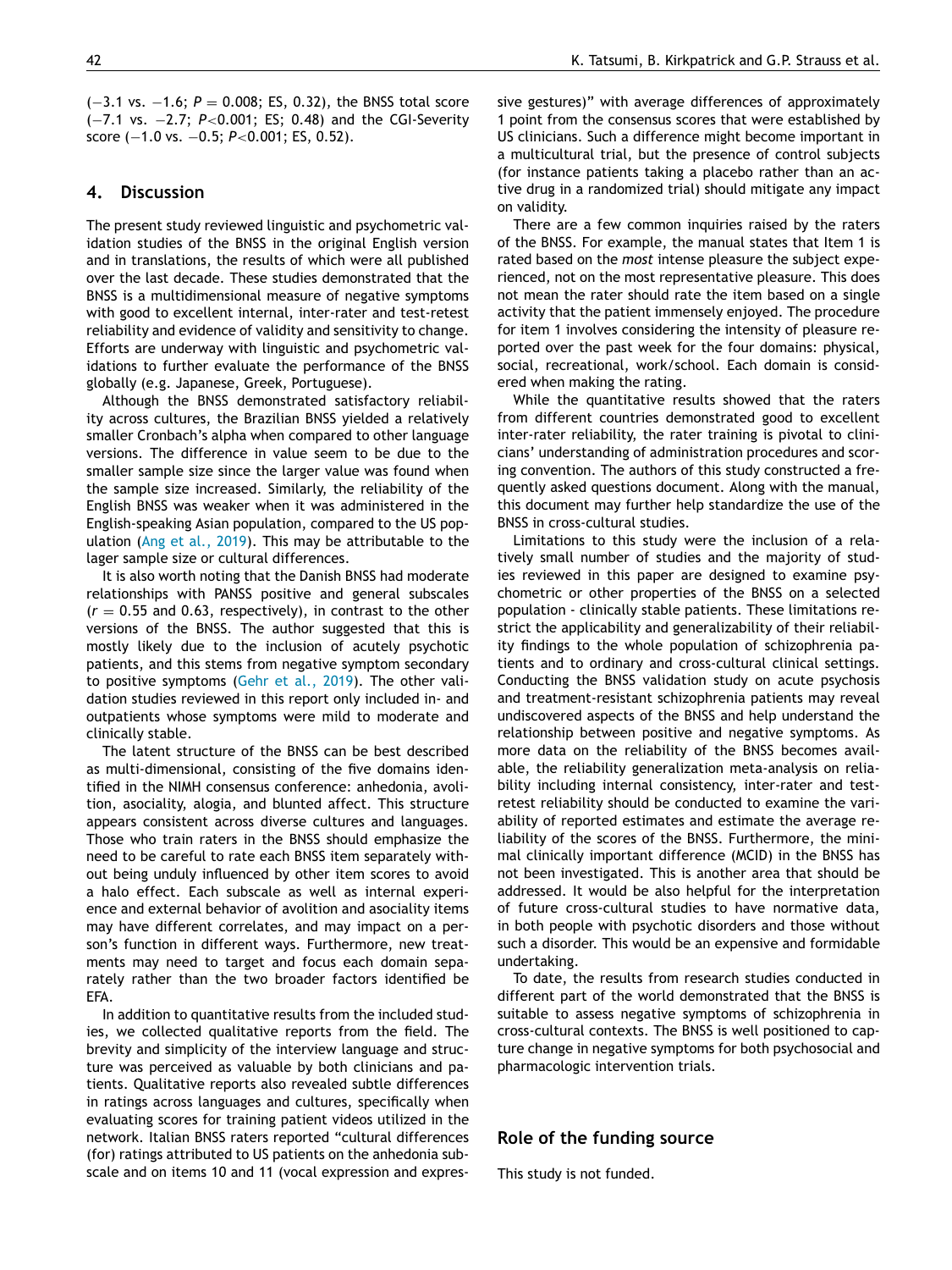(−3.1 vs. −1.6; $P = 0.008$; ES, 0.32), the BNSS total score (−7.1 vs. −2.7; $P<0.001$; ES; 0.48) and the CGI-Severity score (−1.0 vs. −0.5; $P<0.001$; ES, 0.52).

## 4. Discussion

The present study reviewed linguistic and psychometric validation studies of the BNSS in the original English version and in translations, the results of which were all published over the last decade. These studies demonstrated that the BNSS is a multidimensional measure of negative symptoms with good to excellent internal, inter-rater and test-retest reliability and evidence of validity and sensitivity to change. Efforts are underway with linguistic and psychometric validations to further evaluate the performance of the BNSS globally (e.g. Japanese, Greek, Portuguese).

Although the BNSS demonstrated satisfactory reliability across cultures, the Brazilian BNSS yielded a relatively smaller Cronbach's alpha when compared to other language versions. The difference in value seem to be due to the smaller sample size since the larger value was found when the sample size increased. Similarly, the reliability of the English BNSS was weaker when it was administered in the English-speaking Asian population, compared to the US population (Ang et al., 2019). This may be attributable to the lager sample size or cultural differences.

It is also worth noting that the Danish BNSS had moderate relationships with PANSS positive and general subscales ($r = 0.55$ and 0.63, respectively), in contrast to the other versions of the BNSS. The author suggested that this is mostly likely due to the inclusion of acutely psychotic patients, and this stems from negative symptom secondary to positive symptoms (Gehr et al., 2019). The other validation studies reviewed in this report only included in- and outpatients whose symptoms were mild to moderate and clinically stable.

The latent structure of the BNSS can be best described as multi-dimensional, consisting of the five domains identified in the NIMH consensus conference: anhedonia, avolition, asociality, alogia, and blunted affect. This structure appears consistent across diverse cultures and languages. Those who train raters in the BNSS should emphasize the need to be careful to rate each BNSS item separately without being unduly influenced by other item scores to avoid a halo effect. Each subscale as well as internal experience and external behavior of avolition and asociality items may have different correlates, and may impact on a person's function in different ways. Furthermore, new treatments may need to target and focus each domain separately rather than the two broader factors identified be EFA.

In addition to quantitative results from the included studies, we collected qualitative reports from the field. The brevity and simplicity of the interview language and structure was perceived as valuable by both clinicians and patients. Qualitative reports also revealed subtle differences in ratings across languages and cultures, specifically when evaluating scores for training patient videos utilized in the network. Italian BNSS raters reported "cultural differences (for) ratings attributed to US patients on the anhedonia subscale and on items 10 and 11 (vocal expression and expressive gestures)" with average differences of approximately 1 point from the consensus scores that were established by US clinicians. Such a difference might become important in a multicultural trial, but the presence of control subjects (for instance patients taking a placebo rather than an active drug in a randomized trial) should mitigate any impact on validity.

There are a few common inquiries raised by the raters of the BNSS. For example, the manual states that Item 1 is rated based on the *most* intense pleasure the subject experienced, not on the most representative pleasure. This does not mean the rater should rate the item based on a single activity that the patient immensely enjoyed. The procedure for item 1 involves considering the intensity of pleasure reported over the past week for the four domains: physical, social, recreational, work/school. Each domain is considered when making the rating.

While the quantitative results showed that the raters from different countries demonstrated good to excellent inter-rater reliability, the rater training is pivotal to clinicians' understanding of administration procedures and scoring convention. The authors of this study constructed a frequently asked questions document. Along with the manual, this document may further help standardize the use of the BNSS in cross-cultural studies.

Limitations to this study were the inclusion of a relatively small number of studies and the majority of studies reviewed in this paper are designed to examine psychometric or other properties of the BNSS on a selected population - clinically stable patients. These limitations restrict the applicability and generalizability of their reliability findings to the whole population of schizophrenia patients and to ordinary and cross-cultural clinical settings. Conducting the BNSS validation study on acute psychosis and treatment-resistant schizophrenia patients may reveal undiscovered aspects of the BNSS and help understand the relationship between positive and negative symptoms. As more data on the reliability of the BNSS becomes available, the reliability generalization meta-analysis on reliability including internal consistency, inter-rater and test-retest reliability should be conducted to examine the variability of reported estimates and estimate the average reliability of the scores of the BNSS. Furthermore, the minimal clinically important difference (MCID) in the BNSS has not been investigated. This is another area that should be addressed. It would be also helpful for the interpretation of future cross-cultural studies to have normative data, in both people with psychotic disorders and those without such a disorder. This would be an expensive and formidable undertaking.

To date, the results from research studies conducted in different part of the world demonstrated that the BNSS is suitable to assess negative symptoms of schizophrenia in cross-cultural contexts. The BNSS is well positioned to capture change in negative symptoms for both psychosocial and pharmacologic intervention trials.

## Role of the funding source

This study is not funded.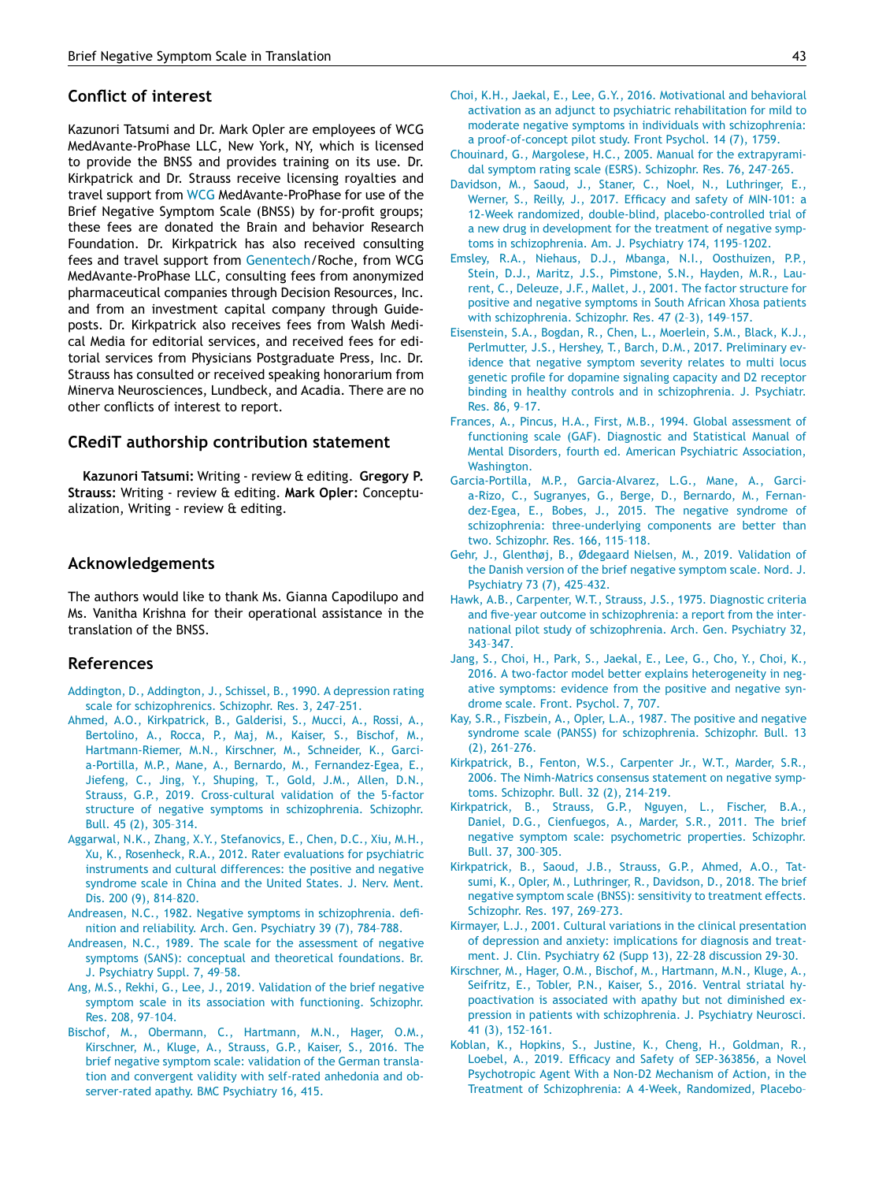## Conflict of interest

Kazunori Tatsumi and Dr. Mark Opler are employees of WCG MedAvante-ProPhase LLC, New York, NY, which is licensed to provide the BNSS and provides training on its use. Dr. Kirkpatrick and Dr. Strauss receive licensing royalties and travel support from WCG MedAvante-ProPhase for use of the Brief Negative Symptom Scale (BNSS) by for-profit groups; these fees are donated the Brain and behavior Research Foundation. Dr. Kirkpatrick has also received consulting fees and travel support from Genentech/Roche, from WCG MedAvante-ProPhase LLC, consulting fees from anonymized pharmaceutical companies through Decision Resources, Inc. and from an investment capital company through Guideposts. Dr. Kirkpatrick also receives fees from Walsh Medical Media for editorial services, and received fees for editorial services from Physicians Postgraduate Press, Inc. Dr. Strauss has consulted or received speaking honorarium from Minerva Neurosciences, Lundbeck, and Acadia. There are no other conflicts of interest to report.

## CRediT authorship contribution statement

**Kazunori Tatsumi:** Writing - review & editing. **Gregory P. Strauss:** Writing - review & editing. **Mark Opler:** Conceptualization, Writing - review & editing.

## Acknowledgements

The authors would like to thank Ms. Gianna Capodilupo and Ms. Vanitha Krishna for their operational assistance in the translation of the BNSS.

## References

Addington, D., Addington, J., Schissel, B., 1990. A depression rating scale for schizophrenics. Schizophr. Res. 3, 247–251.

Ahmed, A.O., Kirkpatrick, B., Galderisi, S., Mucci, A., Rossi, A., Bertolino, A., Rocca, P., Maj, M., Kaiser, S., Bischof, M., Hartmann-Riemer, M.N., Kirschner, M., Schneider, K., Garcia-Portilla, M.P., Mane, A., Bernardo, M., Fernandez-Egea, E., Jiefeng, C., Jing, Y., Shuping, T., Gold, J.M., Allen, D.N., Strauss, G.P., 2019. Cross-cultural validation of the 5-factor structure of negative symptoms in schizophrenia. Schizophr. Bull. 45 (2), 305–314.

Aggarwal, N.K., Zhang, X.Y., Stefanovics, E., Chen, D.C., Xiu, M.H., Xu, K., Rosenheck, R.A., 2012. Rater evaluations for psychiatric instruments and cultural differences: the positive and negative syndrome scale in China and the United States. J. Nerv. Ment. Dis. 200 (9), 814–820.

Andreasen, N.C., 1982. Negative symptoms in schizophrenia. definition and reliability. Arch. Gen. Psychiatry 39 (7), 784–788.

Andreasen, N.C., 1989. The scale for the assessment of negative symptoms (SANS): conceptual and theoretical foundations. Br. J. Psychiatry Suppl. 7, 49–58.

Ang, M.S., Rekhi, G., Lee, J., 2019. Validation of the brief negative symptom scale in its association with functioning. Schizophr. Res. 208, 97–104.

Bischof, M., Obermann, C., Hartmann, M.N., Hager, O.M., Kirschner, M., Kluge, A., Strauss, G.P., Kaiser, S., 2016. The brief negative symptom scale: validation of the German translation and convergent validity with self-rated anhedonia and observer-rated apathy. BMC Psychiatry 16, 415.

Choi, K.H., Jaekal, E., Lee, G.Y., 2016. Motivational and behavioral activation as an adjunct to psychiatric rehabilitation for mild to moderate negative symptoms in individuals with schizophrenia: a proof-of-concept pilot study. Front Psychol. 14 (7), 1759.

Chouinard, G., Margolese, H.C., 2005. Manual for the extrapyramidal symptom rating scale (ESRS). Schizophr. Res. 76, 247–265.

Davidson, M., Saoud, J., Staner, C., Noel, N., Luthringer, E., Werner, S., Reilly, J., 2017. Efficacy and safety of MIN-101: a 12-Week randomized, double-blind, placebo-controlled trial of a new drug in development for the treatment of negative symptoms in schizophrenia. Am. J. Psychiatry 174, 1195–1202.

Emsley, R.A., Niehaus, D.J., Mbanga, N.I., Oosthuizen, P.P., Stein, D.J., Maritz, J.S., Pimstone, S.N., Hayden, M.R., Laurent, C., Deleuze, J.F., Mallet, J., 2001. The factor structure for positive and negative symptoms in South African Xhosa patients with schizophrenia. Schizophr. Res. 47 (2–3), 149–157.

Eisenstein, S.A., Bogdan, R., Chen, L., Moerlein, S.M., Black, K.J., Perlmutter, J.S., Hershey, T., Barch, D.M., 2017. Preliminary evidence that negative symptom severity relates to multi locus genetic profile for dopamine signaling capacity and D2 receptor binding in healthy controls and in schizophrenia. J. Psychiatr. Res. 86, 9–17.

Frances, A., Pincus, H.A., First, M.B., 1994. Global assessment of functioning scale (GAF). Diagnostic and Statistical Manual of Mental Disorders, fourth ed. American Psychiatric Association, Washington.

Garcia-Portilla, M.P., Garcia-Alvarez, L.G., Mane, A., Garcia-Rizo, C., Sugranyes, G., Berge, D., Bernardo, M., Fernandez-Egea, E., Bobes, J., 2015. The negative syndrome of schizophrenia: three-underlying components are better than two. Schizophr. Res. 166, 115–118.

Gehr, J., Glenthøj, B., Ødegaard Nielsen, M., 2019. Validation of the Danish version of the brief negative symptom scale. Nord. J. Psychiatry 73 (7), 425–432.

Hawk, A.B., Carpenter, W.T., Strauss, J.S., 1975. Diagnostic criteria and five-year outcome in schizophrenia: a report from the international pilot study of schizophrenia. Arch. Gen. Psychiatry 32, 343–347.

Jang, S., Choi, H., Park, S., Jaekal, E., Lee, G., Cho, Y., Choi, K., 2016. A two-factor model better explains heterogeneity in negative symptoms: evidence from the positive and negative syndrome scale. Front. Psychol. 7, 707.

Kay, S.R., Fiszbein, A., Opler, L.A., 1987. The positive and negative syndrome scale (PANSS) for schizophrenia. Schizophr. Bull. 13 (2), 261–276.

Kirkpatrick, B., Fenton, W.S., Carpenter Jr., W.T., Marder, S.R., 2006. The Nimh-Matrics consensus statement on negative symptoms. Schizophr. Bull. 32 (2), 214–219.

Kirkpatrick, B., Strauss, G.P., Nguyen, L., Fischer, B.A., Daniel, D.G., Cienfuegos, A., Marder, S.R., 2011. The brief negative symptom scale: psychometric properties. Schizophr. Bull. 37, 300–305.

Kirkpatrick, B., Saoud, J.B., Strauss, G.P., Ahmed, A.O., Tatsumi, K., Opler, M., Luthringer, R., Davidson, D., 2018. The brief negative symptom scale (BNSS): sensitivity to treatment effects. Schizophr. Res. 197, 269–273.

Kirmayer, L.J., 2001. Cultural variations in the clinical presentation of depression and anxiety: implications for diagnosis and treatment. J. Clin. Psychiatry 62 (Supp 13), 22–28 discussion 29-30.

Kirschner, M., Hager, O.M., Bischof, M., Hartmann, M.N., Kluge, A., Seifritz, E., Tobler, P.N., Kaiser, S., 2016. Ventral striatal hypoactivation is associated with apathy but not diminished expression in patients with schizophrenia. J. Psychiatry Neurosci. 41 (3), 152–161.

Koblan, K., Hopkins, S., Justine, K., Cheng, H., Goldman, R., Loebel, A., 2019. Efficacy and Safety of SEP-363856, a Novel Psychotropic Agent With a Non-D2 Mechanism of Action, in the Treatment of Schizophrenia: A 4-Week, Randomized, Placebo-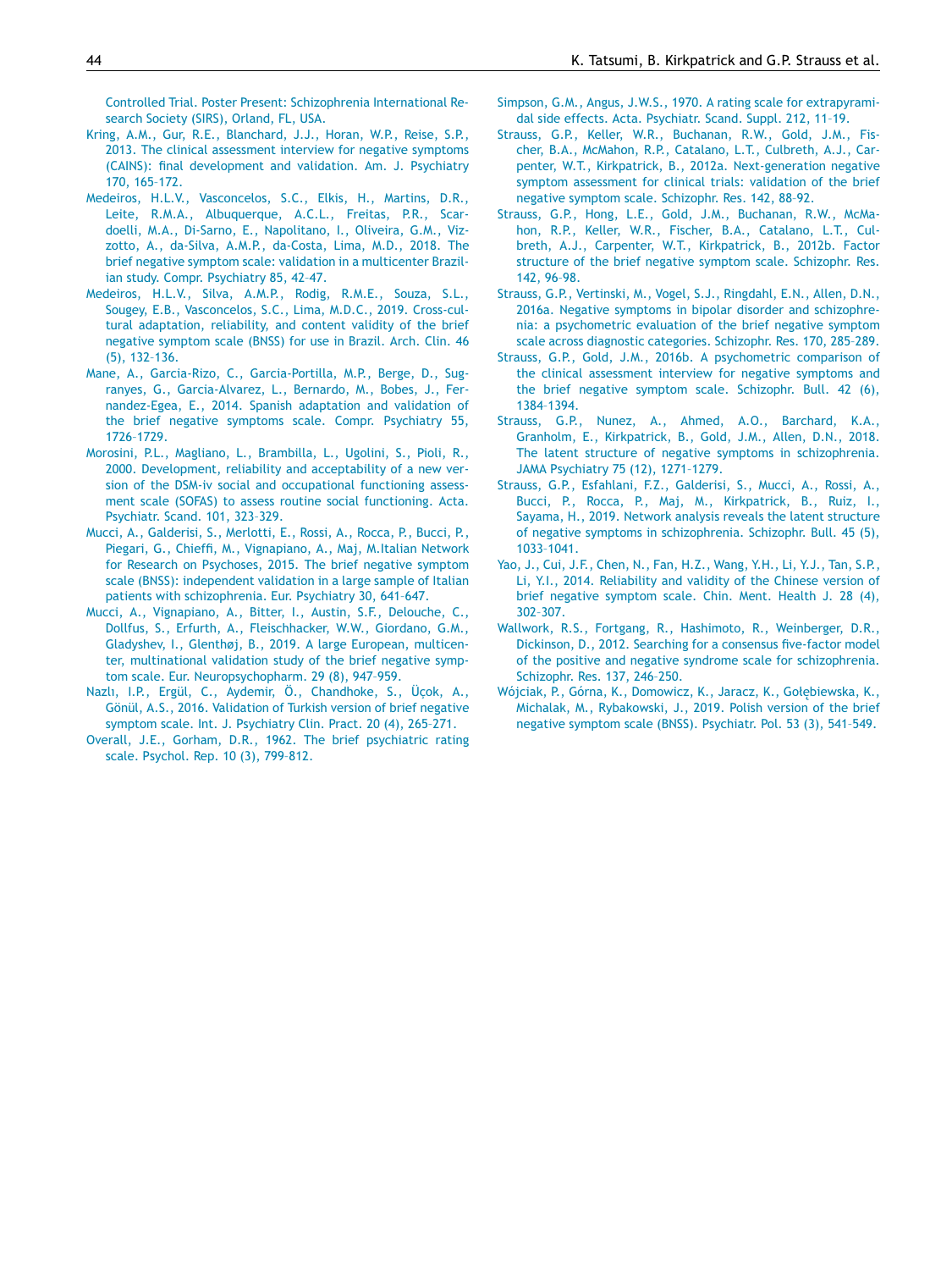Controlled Trial. Poster Present: Schizophrenia International Research Society (SIRS), Orland, FL, USA.

Kring, A.M., Gur, R.E., Blanchard, J.J., Horan, W.P., Reise, S.P., 2013. The clinical assessment interview for negative symptoms (CAINS): final development and validation. Am. J. Psychiatry 170, 165–172.

Medeiros, H.L.V., Vasconcelos, S.C., Elkis, H., Martins, D.R., Leite, R.M.A., Albuquerque, A.C.L., Freitas, P.R., Scardoelli, M.A., Di-Sarno, E., Napolitano, I., Oliveira, G.M., Vizzotto, A., da-Silva, A.M.P., da-Costa, Lima, M.D., 2018. The brief negative symptom scale: validation in a multicenter Brazilian study. Compr. Psychiatry 85, 42–47.

Medeiros, H.L.V., Silva, A.M.P., Rodig, R.M.E., Souza, S.L., Sougey, E.B., Vasconcelos, S.C., Lima, M.D.C., 2019. Cross-cultural adaptation, reliability, and content validity of the brief negative symptom scale (BNSS) for use in Brazil. Arch. Clin. 46 (5), 132–136.

Mane, A., Garcia-Rizo, C., Garcia-Portilla, M.P., Berge, D., Sugranyes, G., Garcia-Alvarez, L., Bernardo, M., Bobes, J., Fernandez-Egea, E., 2014. Spanish adaptation and validation of the brief negative symptoms scale. Compr. Psychiatry 55, 1726–1729.

Morosini, P.L., Magliano, L., Brambilla, L., Ugolini, S., Pioli, R., 2000. Development, reliability and acceptability of a new version of the DSM-iv social and occupational functioning assessment scale (SOFAS) to assess routine social functioning. Acta. Psychiatr. Scand. 101, 323–329.

Mucci, A., Galderisi, S., Merlotti, E., Rossi, A., Rocca, P., Bucci, P., Piegari, G., Chieffi, M., Vignapiano, A., Maj, M.Italian Network for Research on Psychoses, 2015. The brief negative symptom scale (BNSS): independent validation in a large sample of Italian patients with schizophrenia. Eur. Psychiatry 30, 641–647.

Mucci, A., Vignapiano, A., Bitter, I., Austin, S.F., Delouche, C., Dollfus, S., Erfurth, A., Fleischhacker, W.W., Giordano, G.M., Gladyshev, I., Glenthøj, B., 2019. A large European, multicenter, multinational validation study of the brief negative symptom scale. Eur. Neuropsychopharm. 29 (8), 947–959.

Nazlı, I.P., Ergül, C., Aydemir, Ö., Chandhoke, S., Üçok, A., Gönül, A.S., 2016. Validation of Turkish version of brief negative symptom scale. Int. J. Psychiatry Clin. Pract. 20 (4), 265–271.

Overall, J.E., Gorham, D.R., 1962. The brief psychiatric rating scale. Psychol. Rep. 10 (3), 799–812.

Simpson, G.M., Angus, J.W.S., 1970. A rating scale for extrapyramidal side effects. Acta. Psychiatr. Scand. Suppl. 212, 11–19.

Strauss, G.P., Keller, W.R., Buchanan, R.W., Gold, J.M., Fischer, B.A., McMahon, R.P., Catalano, L.T., Culbreth, A.J., Carpenter, W.T., Kirkpatrick, B., 2012a. Next-generation negative symptom assessment for clinical trials: validation of the brief negative symptom scale. Schizophr. Res. 142, 88–92.

Strauss, G.P., Hong, L.E., Gold, J.M., Buchanan, R.W., McMahon, R.P., Keller, W.R., Fischer, B.A., Catalano, L.T., Culbreth, A.J., Carpenter, W.T., Kirkpatrick, B., 2012b. Factor structure of the brief negative symptom scale. Schizophr. Res. 142, 96–98.

Strauss, G.P., Vertinski, M., Vogel, S.J., Ringdahl, E.N., Allen, D.N., 2016a. Negative symptoms in bipolar disorder and schizophrenia: a psychometric evaluation of the brief negative symptom scale across diagnostic categories. Schizophr. Res. 170, 285–289.

Strauss, G.P., Gold, J.M., 2016b. A psychometric comparison of the clinical assessment interview for negative symptoms and the brief negative symptom scale. Schizophr. Bull. 42 (6), 1384–1394.

Strauss, G.P., Nunez, A., Ahmed, A.O., Barchard, K.A., Granholm, E., Kirkpatrick, B., Gold, J.M., Allen, D.N., 2018. The latent structure of negative symptoms in schizophrenia. JAMA Psychiatry 75 (12), 1271–1279.

Strauss, G.P., Esfahlani, F.Z., Galderisi, S., Mucci, A., Rossi, A., Bucci, P., Rocca, P., Maj, M., Kirkpatrick, B., Ruiz, I., Sayama, H., 2019. Network analysis reveals the latent structure of negative symptoms in schizophrenia. Schizophr. Bull. 45 (5), 1033–1041.

Yao, J., Cui, J.F., Chen, N., Fan, H.Z., Wang, Y.H., Li, Y.J., Tan, S.P., Li, Y.I., 2014. Reliability and validity of the Chinese version of brief negative symptom scale. Chin. Ment. Health J. 28 (4), 302–307.

Wallwork, R.S., Fortgang, R., Hashimoto, R., Weinberger, D.R., Dickinson, D., 2012. Searching for a consensus five-factor model of the positive and negative syndrome scale for schizophrenia. Schizophr. Res. 137, 246–250.

Wójciak, P., Górna, K., Domowicz, K., Jaracz, K., Gołębiewska, K., Michalak, M., Rybakowski, J., 2019. Polish version of the brief negative symptom scale (BNSS). Psychiatr. Pol. 53 (3), 541–549.